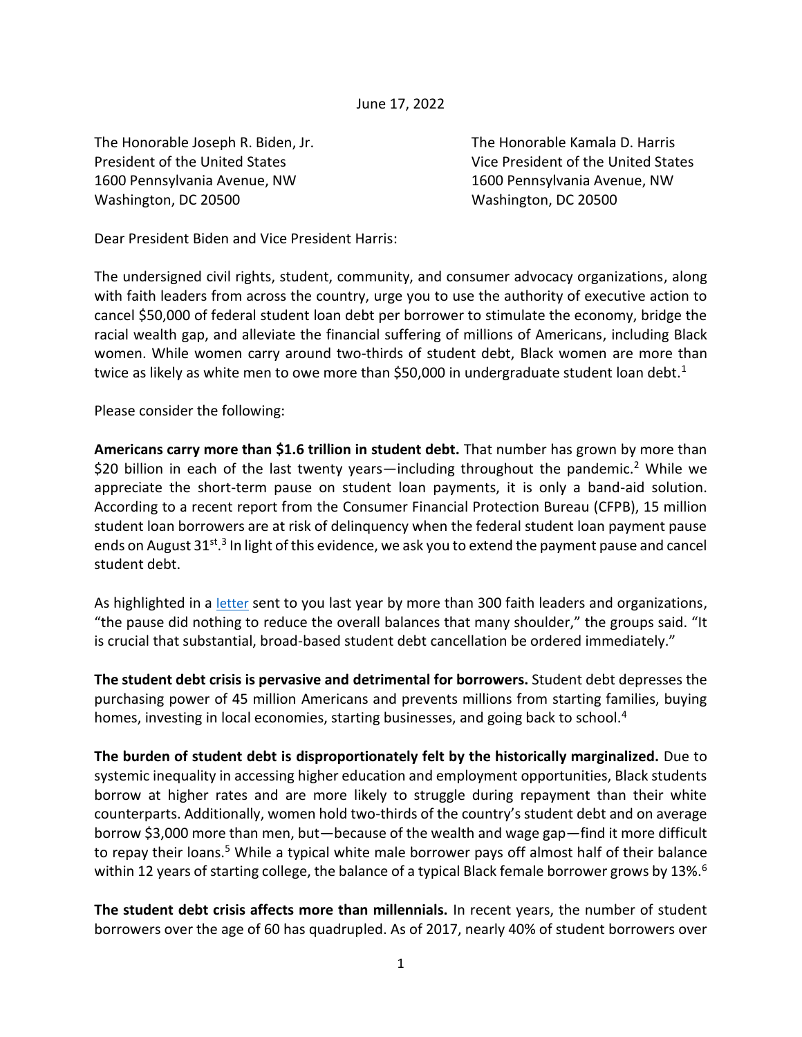June 17, 2022

The Honorable Joseph R. Biden, Jr.
President of the United States
1600 Pennsylvania Avenue, NW
Washington, DC 20500

The Honorable Kamala D. Harris
Vice President of the United States
1600 Pennsylvania Avenue, NW
Washington, DC 20500

Dear President Biden and Vice President Harris:

The undersigned civil rights, student, community, and consumer advocacy organizations, along with faith leaders from across the country, urge you to use the authority of executive action to cancel $50,000 of federal student loan debt per borrower to stimulate the economy, bridge the racial wealth gap, and alleviate the financial suffering of millions of Americans, including Black women. While women carry around two-thirds of student debt, Black women are more than twice as likely as white men to owe more than $50,000 in undergraduate student loan debt.[1]

Please consider the following:

**Americans carry more than $1.6 trillion in student debt.** That number has grown by more than $20 billion in each of the last twenty years—including throughout the pandemic.[2] While we appreciate the short-term pause on student loan payments, it is only a band-aid solution. According to a recent report from the Consumer Financial Protection Bureau (CFPB), 15 million student loan borrowers are at risk of delinquency when the federal student loan payment pause ends on August 31st.[3] In light of this evidence, we ask you to extend the payment pause and cancel student debt.

As highlighted in a letter sent to you last year by more than 300 faith leaders and organizations, "the pause did nothing to reduce the overall balances that many shoulder," the groups said. "It is crucial that substantial, broad-based student debt cancellation be ordered immediately."

**The student debt crisis is pervasive and detrimental for borrowers.** Student debt depresses the purchasing power of 45 million Americans and prevents millions from starting families, buying homes, investing in local economies, starting businesses, and going back to school.[4]

**The burden of student debt is disproportionately felt by the historically marginalized.** Due to systemic inequality in accessing higher education and employment opportunities, Black students borrow at higher rates and are more likely to struggle during repayment than their white counterparts. Additionally, women hold two-thirds of the country's student debt and on average borrow $3,000 more than men, but—because of the wealth and wage gap—find it more difficult to repay their loans.[5] While a typical white male borrower pays off almost half of their balance within 12 years of starting college, the balance of a typical Black female borrower grows by 13%.[6]

**The student debt crisis affects more than millennials.** In recent years, the number of student borrowers over the age of 60 has quadrupled. As of 2017, nearly 40% of student borrowers over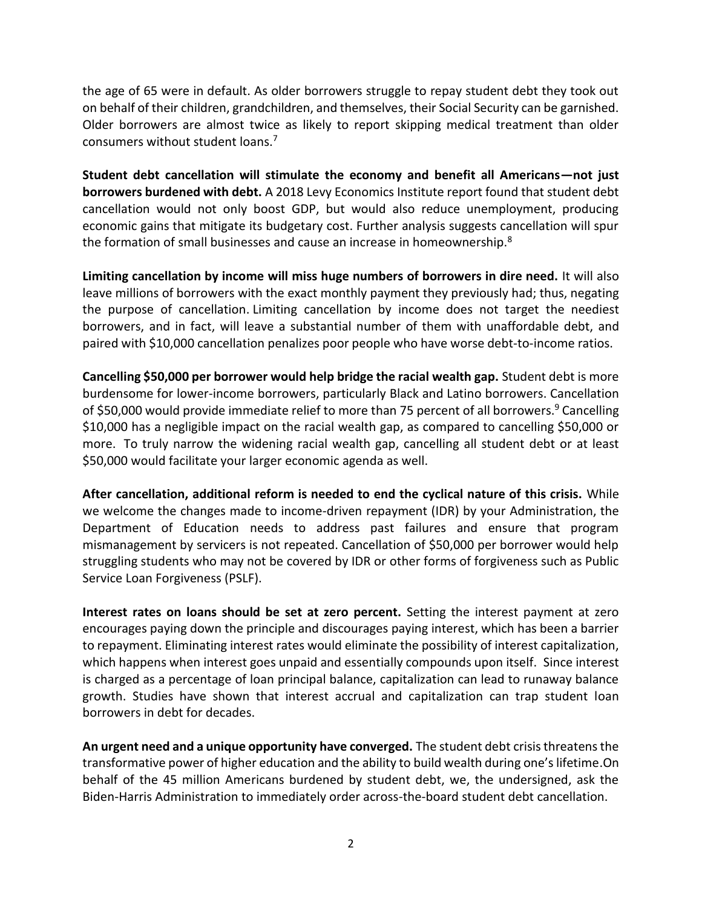the age of 65 were in default. As older borrowers struggle to repay student debt they took out on behalf of their children, grandchildren, and themselves, their Social Security can be garnished. Older borrowers are almost twice as likely to report skipping medical treatment than older consumers without student loans.[7]

**Student debt cancellation will stimulate the economy and benefit all Americans—not just borrowers burdened with debt.** A 2018 Levy Economics Institute report found that student debt cancellation would not only boost GDP, but would also reduce unemployment, producing economic gains that mitigate its budgetary cost. Further analysis suggests cancellation will spur the formation of small businesses and cause an increase in homeownership.[8]

**Limiting cancellation by income will miss huge numbers of borrowers in dire need.** It will also leave millions of borrowers with the exact monthly payment they previously had; thus, negating the purpose of cancellation. Limiting cancellation by income does not target the neediest borrowers, and in fact, will leave a substantial number of them with unaffordable debt, and paired with $10,000 cancellation penalizes poor people who have worse debt-to-income ratios.

**Cancelling $50,000 per borrower would help bridge the racial wealth gap.** Student debt is more burdensome for lower-income borrowers, particularly Black and Latino borrowers. Cancellation of $50,000 would provide immediate relief to more than 75 percent of all borrowers.[9] Cancelling $10,000 has a negligible impact on the racial wealth gap, as compared to cancelling $50,000 or more. To truly narrow the widening racial wealth gap, cancelling all student debt or at least $50,000 would facilitate your larger economic agenda as well.

**After cancellation, additional reform is needed to end the cyclical nature of this crisis.** While we welcome the changes made to income-driven repayment (IDR) by your Administration, the Department of Education needs to address past failures and ensure that program mismanagement by servicers is not repeated. Cancellation of $50,000 per borrower would help struggling students who may not be covered by IDR or other forms of forgiveness such as Public Service Loan Forgiveness (PSLF).

**Interest rates on loans should be set at zero percent.** Setting the interest payment at zero encourages paying down the principle and discourages paying interest, which has been a barrier to repayment. Eliminating interest rates would eliminate the possibility of interest capitalization, which happens when interest goes unpaid and essentially compounds upon itself. Since interest is charged as a percentage of loan principal balance, capitalization can lead to runaway balance growth. Studies have shown that interest accrual and capitalization can trap student loan borrowers in debt for decades.

**An urgent need and a unique opportunity have converged.** The student debt crisis threatens the transformative power of higher education and the ability to build wealth during one's lifetime.On behalf of the 45 million Americans burdened by student debt, we, the undersigned, ask the Biden-Harris Administration to immediately order across-the-board student debt cancellation.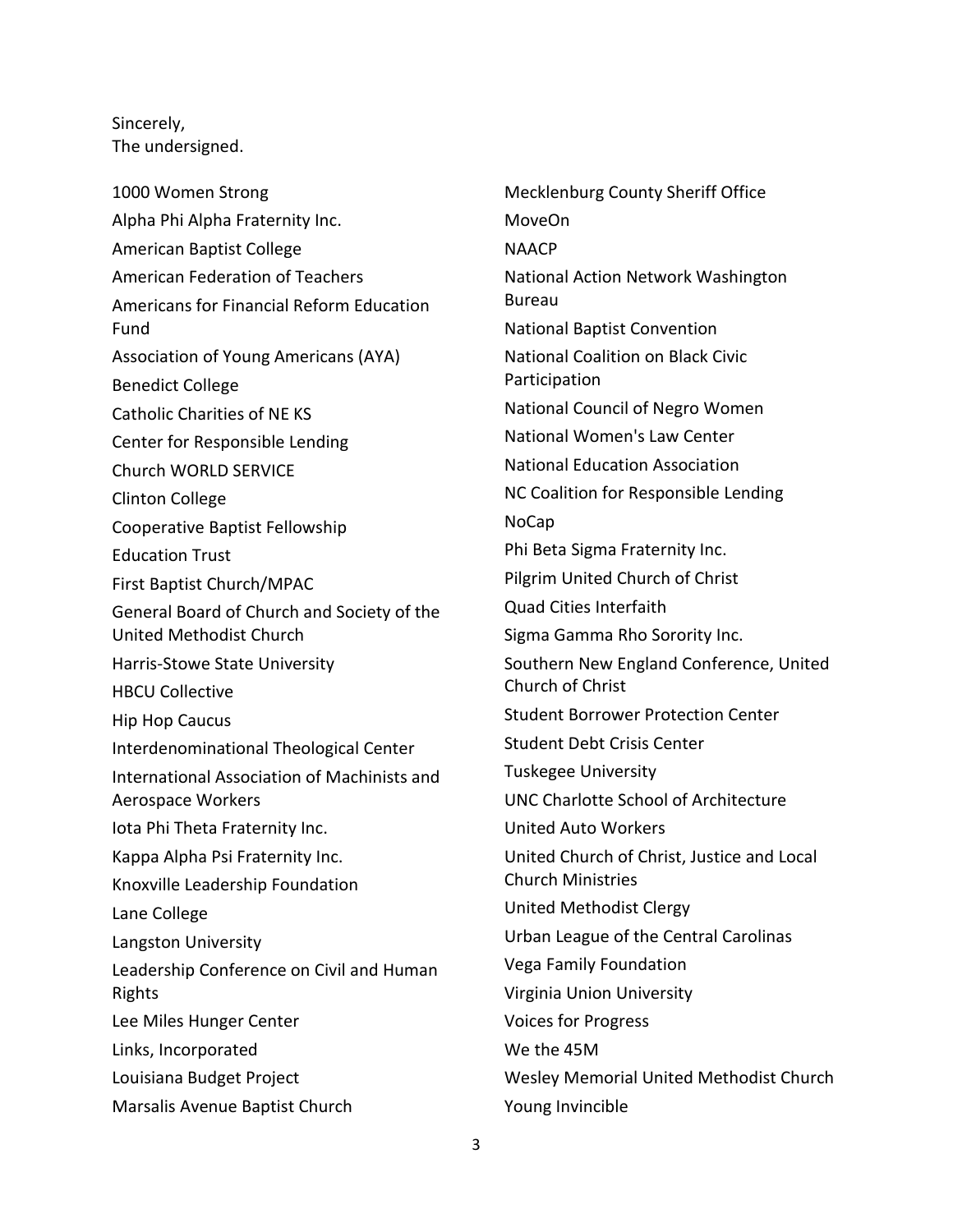Sincerely,
The undersigned.

1000 Women Strong
Alpha Phi Alpha Fraternity Inc.
American Baptist College
American Federation of Teachers
Americans for Financial Reform Education Fund
Association of Young Americans (AYA)
Benedict College
Catholic Charities of NE KS
Center for Responsible Lending
Church WORLD SERVICE
Clinton College
Cooperative Baptist Fellowship
Education Trust
First Baptist Church/MPAC
General Board of Church and Society of the United Methodist Church
Harris-Stowe State University
HBCU Collective
Hip Hop Caucus
Interdenominational Theological Center
International Association of Machinists and Aerospace Workers
Iota Phi Theta Fraternity Inc.
Kappa Alpha Psi Fraternity Inc.
Knoxville Leadership Foundation
Lane College
Langston University
Leadership Conference on Civil and Human Rights
Lee Miles Hunger Center
Links, Incorporated
Louisiana Budget Project
Marsalis Avenue Baptist Church
Mecklenburg County Sheriff Office
MoveOn
NAACP
National Action Network Washington Bureau
National Baptist Convention
National Coalition on Black Civic Participation
National Council of Negro Women
National Women's Law Center
National Education Association
NC Coalition for Responsible Lending
NoCap
Phi Beta Sigma Fraternity Inc.
Pilgrim United Church of Christ
Quad Cities Interfaith
Sigma Gamma Rho Sorority Inc.
Southern New England Conference, United Church of Christ
Student Borrower Protection Center
Student Debt Crisis Center
Tuskegee University
UNC Charlotte School of Architecture
United Auto Workers
United Church of Christ, Justice and Local Church Ministries
United Methodist Clergy
Urban League of the Central Carolinas
Vega Family Foundation
Virginia Union University
Voices for Progress
We the 45M
Wesley Memorial United Methodist Church
Young Invincible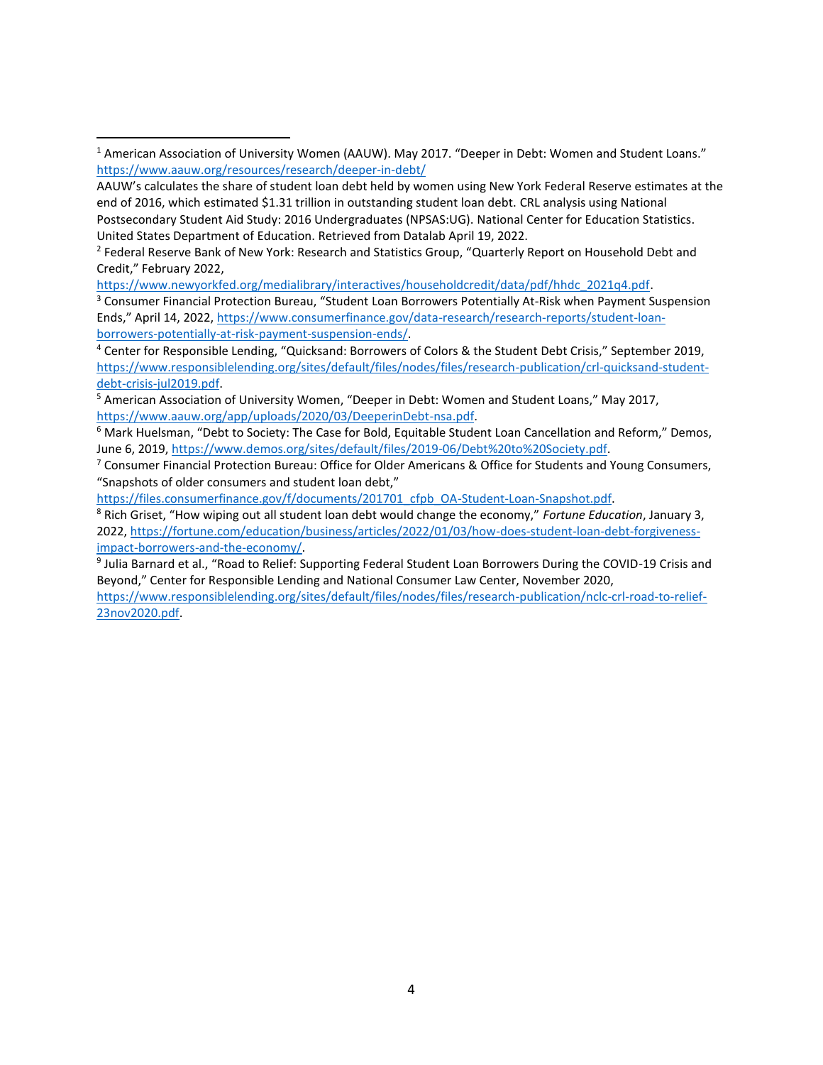[1] American Association of University Women (AAUW). May 2017. "Deeper in Debt: Women and Student Loans." https://www.aauw.org/resources/research/deeper-in-debt/

AAUW's calculates the share of student loan debt held by women using New York Federal Reserve estimates at the end of 2016, which estimated $1.31 trillion in outstanding student loan debt. CRL analysis using National Postsecondary Student Aid Study: 2016 Undergraduates (NPSAS:UG). National Center for Education Statistics. United States Department of Education. Retrieved from Datalab April 19, 2022.

[2] Federal Reserve Bank of New York: Research and Statistics Group, "Quarterly Report on Household Debt and Credit," February 2022, https://www.newyorkfed.org/medialibrary/interactives/householdcredit/data/pdf/hhdc_2021q4.pdf.

[3] Consumer Financial Protection Bureau, "Student Loan Borrowers Potentially At-Risk when Payment Suspension Ends," April 14, 2022, https://www.consumerfinance.gov/data-research/research-reports/student-loan-borrowers-potentially-at-risk-payment-suspension-ends/.

[4] Center for Responsible Lending, "Quicksand: Borrowers of Colors & the Student Debt Crisis," September 2019, https://www.responsiblelending.org/sites/default/files/nodes/files/research-publication/crl-quicksand-student-debt-crisis-jul2019.pdf.

[5] American Association of University Women, "Deeper in Debt: Women and Student Loans," May 2017, https://www.aauw.org/app/uploads/2020/03/DeeperinDebt-nsa.pdf.

[6] Mark Huelsman, "Debt to Society: The Case for Bold, Equitable Student Loan Cancellation and Reform," Demos, June 6, 2019, https://www.demos.org/sites/default/files/2019-06/Debt%20to%20Society.pdf.

[7] Consumer Financial Protection Bureau: Office for Older Americans & Office for Students and Young Consumers, "Snapshots of older consumers and student loan debt," https://files.consumerfinance.gov/f/documents/201701_cfpb_OA-Student-Loan-Snapshot.pdf.

[8] Rich Griset, "How wiping out all student loan debt would change the economy," *Fortune Education*, January 3, 2022, https://fortune.com/education/business/articles/2022/01/03/how-does-student-loan-debt-forgiveness-impact-borrowers-and-the-economy/.

[9] Julia Barnard et al., "Road to Relief: Supporting Federal Student Loan Borrowers During the COVID-19 Crisis and Beyond," Center for Responsible Lending and National Consumer Law Center, November 2020, https://www.responsiblelending.org/sites/default/files/nodes/files/research-publication/nclc-crl-road-to-relief-23nov2020.pdf.